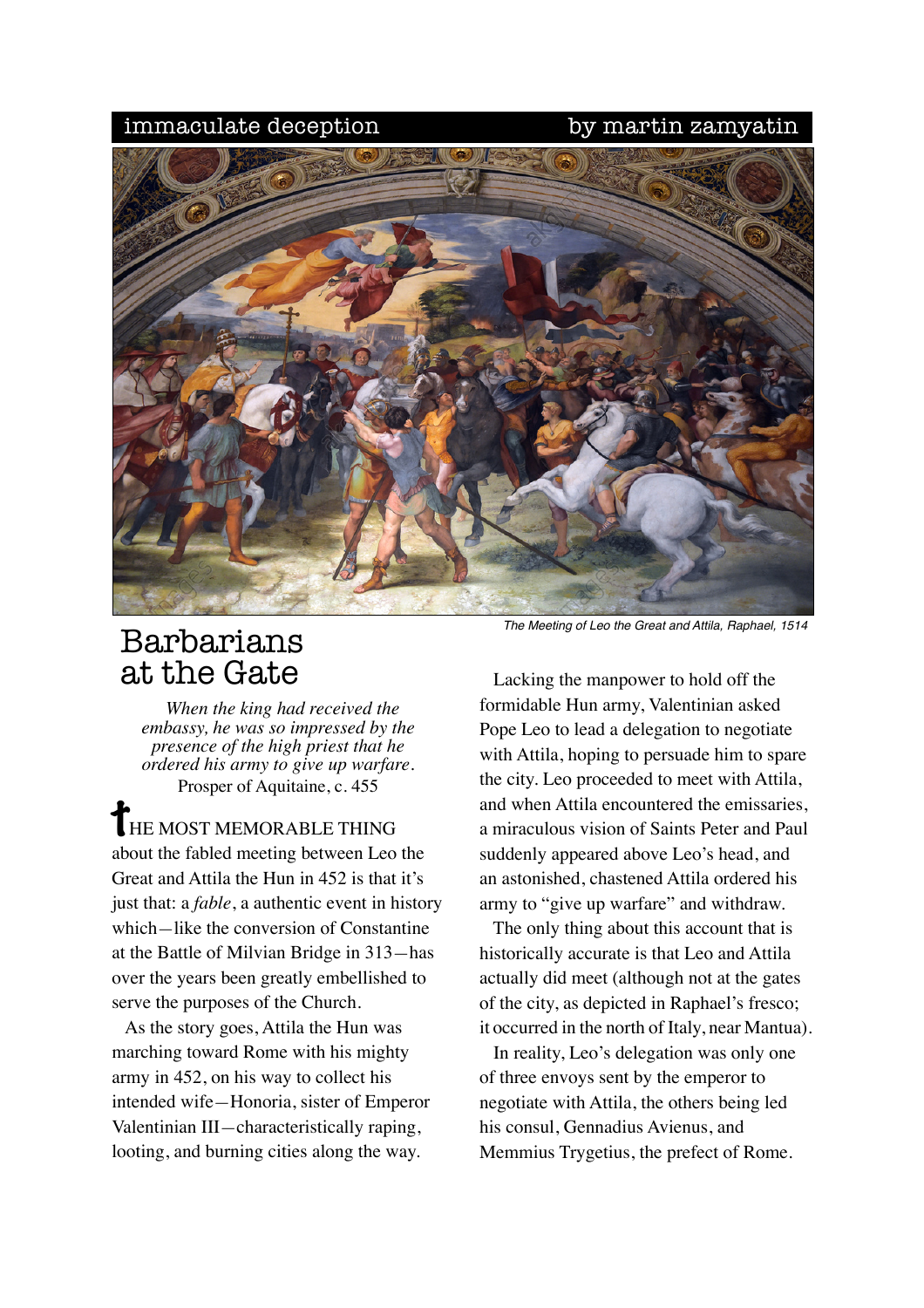immaculate deception — by martin zamyatin

*The Meeting of Leo the Great and Attila, Raphael, 1514*

# Barbarians at the Gate

> *When the king had received the embassy, he was so impressed by the presence of the high priest that he ordered his army to give up warfare.*
> Prosper of Aquitaine, c. 455

THE MOST MEMORABLE THING about the fabled meeting between Leo the Great and Attila the Hun in 452 is that it's just that: a *fable*, a authentic event in history which—like the conversion of Constantine at the Battle of Milvian Bridge in 313—has over the years been greatly embellished to serve the purposes of the Church.

As the story goes, Attila the Hun was marching toward Rome with his mighty army in 452, on his way to collect his intended wife—Honoria, sister of Emperor Valentinian III—characteristically raping, looting, and burning cities along the way.

Lacking the manpower to hold off the formidable Hun army, Valentinian asked Pope Leo to lead a delegation to negotiate with Attila, hoping to persuade him to spare the city. Leo proceeded to meet with Attila, and when Attila encountered the emissaries, a miraculous vision of Saints Peter and Paul suddenly appeared above Leo's head, and an astonished, chastened Attila ordered his army to "give up warfare" and withdraw.

The only thing about this account that is historically accurate is that Leo and Attila actually did meet (although not at the gates of the city, as depicted in Raphael's fresco; it occurred in the north of Italy, near Mantua).

In reality, Leo's delegation was only one of three envoys sent by the emperor to negotiate with Attila, the others being led his consul, Gennadius Avienus, and Memmius Trygetius, the prefect of Rome.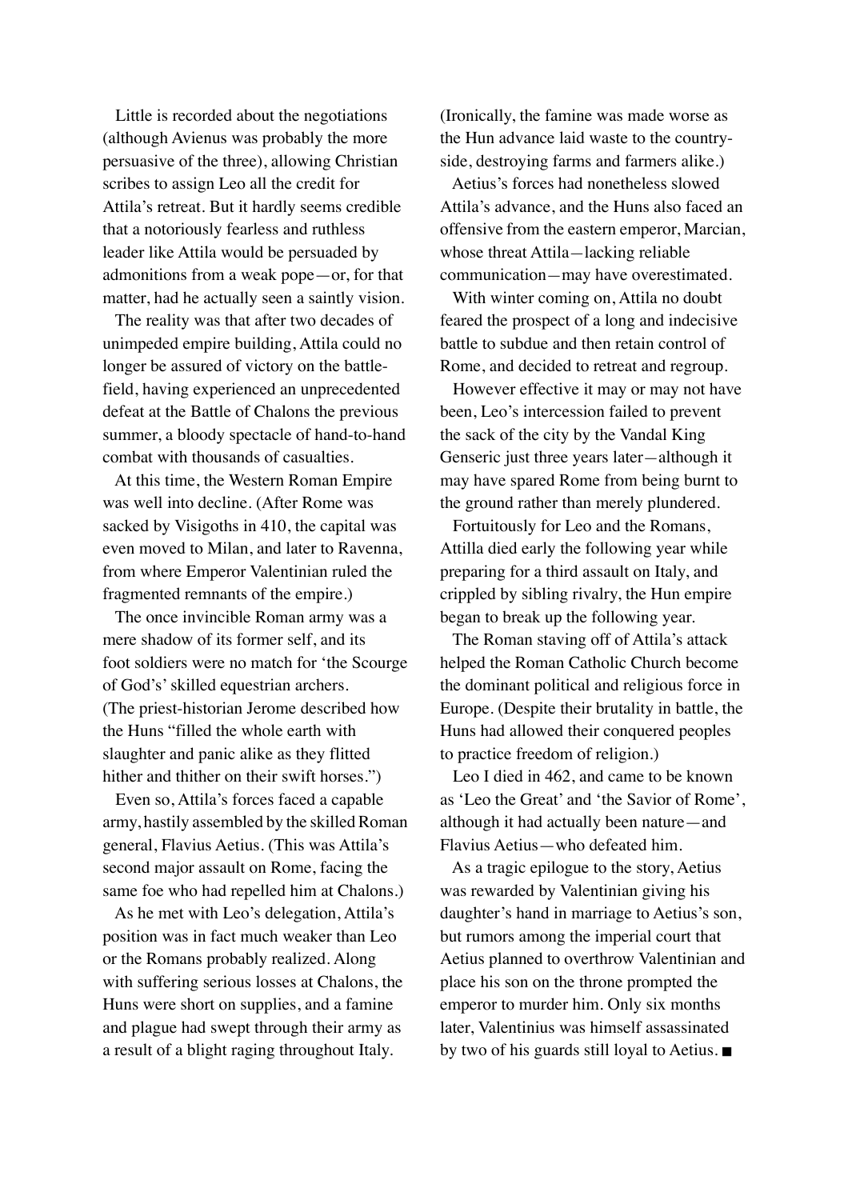Little is recorded about the negotiations (although Avienus was probably the more persuasive of the three), allowing Christian scribes to assign Leo all the credit for Attila's retreat. But it hardly seems credible that a notoriously fearless and ruthless leader like Attila would be persuaded by admonitions from a weak pope—or, for that matter, had he actually seen a saintly vision.

The reality was that after two decades of unimpeded empire building, Attila could no longer be assured of victory on the battlefield, having experienced an unprecedented defeat at the Battle of Chalons the previous summer, a bloody spectacle of hand-to-hand combat with thousands of casualties.

At this time, the Western Roman Empire was well into decline. (After Rome was sacked by Visigoths in 410, the capital was even moved to Milan, and later to Ravenna, from where Emperor Valentinian ruled the fragmented remnants of the empire.)

The once invincible Roman army was a mere shadow of its former self, and its foot soldiers were no match for 'the Scourge of God's' skilled equestrian archers. (The priest-historian Jerome described how the Huns "filled the whole earth with slaughter and panic alike as they flitted hither and thither on their swift horses.")

Even so, Attila's forces faced a capable army, hastily assembled by the skilled Roman general, Flavius Aetius. (This was Attila's second major assault on Rome, facing the same foe who had repelled him at Chalons.)

As he met with Leo's delegation, Attila's position was in fact much weaker than Leo or the Romans probably realized. Along with suffering serious losses at Chalons, the Huns were short on supplies, and a famine and plague had swept through their army as a result of a blight raging throughout Italy. (Ironically, the famine was made worse as the Hun advance laid waste to the countryside, destroying farms and farmers alike.)

Aetius's forces had nonetheless slowed Attila's advance, and the Huns also faced an offensive from the eastern emperor, Marcian, whose threat Attila—lacking reliable communication—may have overestimated.

With winter coming on, Attila no doubt feared the prospect of a long and indecisive battle to subdue and then retain control of Rome, and decided to retreat and regroup.

However effective it may or may not have been, Leo's intercession failed to prevent the sack of the city by the Vandal King Genseric just three years later—although it may have spared Rome from being burnt to the ground rather than merely plundered.

Fortuitously for Leo and the Romans, Attilla died early the following year while preparing for a third assault on Italy, and crippled by sibling rivalry, the Hun empire began to break up the following year.

The Roman staving off of Attila's attack helped the Roman Catholic Church become the dominant political and religious force in Europe. (Despite their brutality in battle, the Huns had allowed their conquered peoples to practice freedom of religion.)

Leo I died in 462, and came to be known as 'Leo the Great' and 'the Savior of Rome', although it had actually been nature—and Flavius Aetius—who defeated him.

As a tragic epilogue to the story, Aetius was rewarded by Valentinian giving his daughter's hand in marriage to Aetius's son, but rumors among the imperial court that Aetius planned to overthrow Valentinian and place his son on the throne prompted the emperor to murder him. Only six months later, Valentinius was himself assassinated by two of his guards still loyal to Aetius. ■